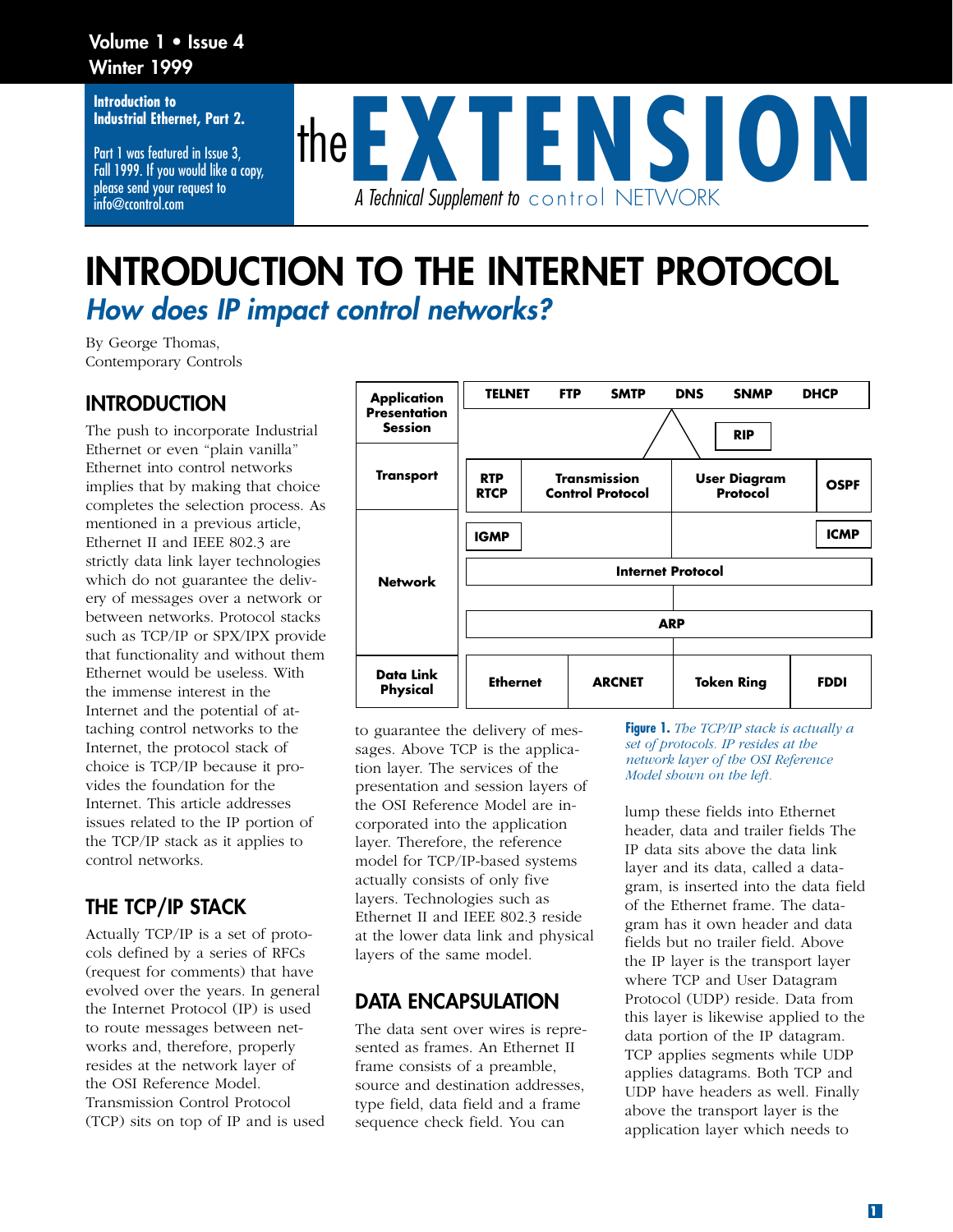Volume 1 • Issue 4
Winter 1999

**Introduction to Industrial Ethernet, Part 2.**

Part 1 was featured in Issue 3, Fall 1999. If you would like a copy, please send your request to info@ccontrol.com

# the EXTENSION

*A Technical Supplement to* control NETWORK

# INTRODUCTION TO THE INTERNET PROTOCOL

## *How does IP impact control networks?*

By George Thomas,
Contemporary Controls

## INTRODUCTION

The push to incorporate Industrial Ethernet or even "plain vanilla" Ethernet into control networks implies that by making that choice completes the selection process. As mentioned in a previous article, Ethernet II and IEEE 802.3 are strictly data link layer technologies which do not guarantee the delivery of messages over a network or between networks. Protocol stacks such as TCP/IP or SPX/IPX provide that functionality and without them Ethernet would be useless. With the immense interest in the Internet and the potential of attaching control networks to the Internet, the protocol stack of choice is TCP/IP because it provides the foundation for the Internet. This article addresses issues related to the IP portion of the TCP/IP stack as it applies to control networks.

## THE TCP/IP STACK

Actually TCP/IP is a set of protocols defined by a series of RFCs (request for comments) that have evolved over the years. In general the Internet Protocol (IP) is used to route messages between networks and, therefore, properly resides at the network layer of the OSI Reference Model. Transmission Control Protocol (TCP) sits on top of IP and is used to guarantee the delivery of messages. Above TCP is the application layer. The services of the presentation and session layers of the OSI Reference Model are incorporated into the application layer. Therefore, the reference model for TCP/IP-based systems actually consists of only five layers. Technologies such as Ethernet II and IEEE 802.3 reside at the lower data link and physical layers of the same model.

Application Presentation Session
TELNET FTP SMTP DNS SNMP DHCP
RIP
Transport
RTP RTCP
Transmission Control Protocol
User Diagram Protocol
OSPF
Network
IGMP
ICMP
Internet Protocol
ARP
Data Link Physical
Ethernet ARCNET Token Ring FDDI

**Figure 1.** *The TCP/IP stack is actually a set of protocols. IP resides at the network layer of the OSI Reference Model shown on the left.*

## DATA ENCAPSULATION

The data sent over wires is represented as frames. An Ethernet II frame consists of a preamble, source and destination addresses, type field, data field and a frame sequence check field. You can lump these fields into Ethernet header, data and trailer fields The IP data sits above the data link layer and its data, called a datagram, is inserted into the data field of the Ethernet frame. The datagram has it own header and data fields but no trailer field. Above the IP layer is the transport layer where TCP and User Datagram Protocol (UDP) reside. Data from this layer is likewise applied to the data portion of the IP datagram. TCP applies segments while UDP applies datagrams. Both TCP and UDP have headers as well. Finally above the transport layer is the application layer which needs to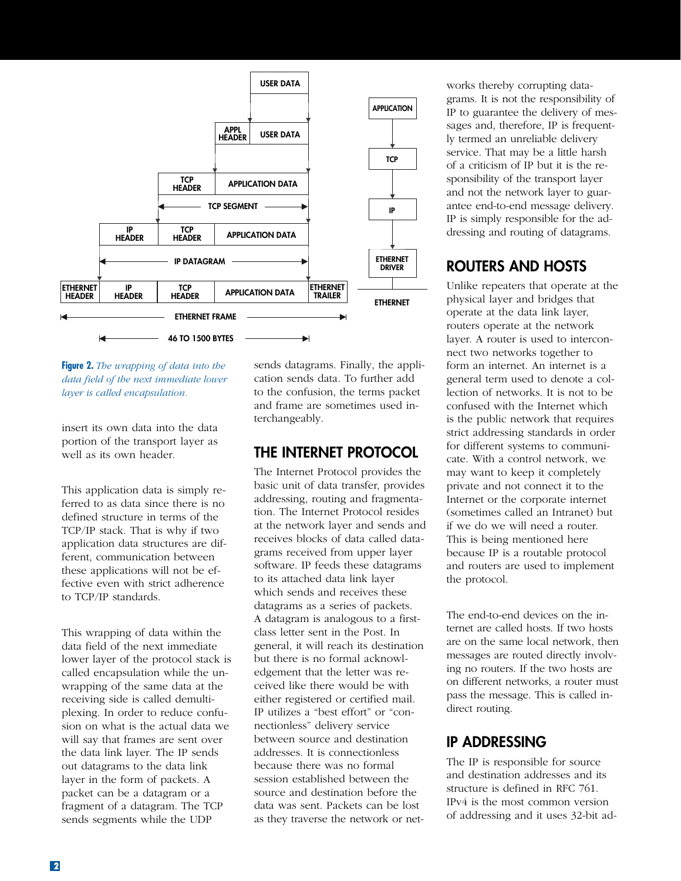USER DATA

APPL HEADER | USER DATA

TCP HEADER | APPLICATION DATA

TCP SEGMENT

IP HEADER | TCP HEADER | APPLICATION DATA

IP DATAGRAM

ETHERNET HEADER | IP HEADER | TCP HEADER | APPLICATION DATA | ETHERNET TRAILER

ETHERNET FRAME

46 TO 1500 BYTES

APPLICATION

TCP

IP

ETHERNET DRIVER

ETHERNET

**Figure 2.** *The wrapping of data into the data field of the next immediate lower layer is called encapsulation.*

insert its own data into the data portion of the transport layer as well as its own header.

This application data is simply referred to as data since there is no defined structure in terms of the TCP/IP stack. That is why if two application data structures are different, communication between these applications will not be effective even with strict adherence to TCP/IP standards.

This wrapping of data within the data field of the next immediate lower layer of the protocol stack is called encapsulation while the unwrapping of the same data at the receiving side is called demultiplexing. In order to reduce confusion on what is the actual data we will say that frames are sent over the data link layer. The IP sends out datagrams to the data link layer in the form of packets. A packet can be a datagram or a fragment of a datagram. The TCP sends segments while the UDP sends datagrams. Finally, the application sends data. To further add to the confusion, the terms packet and frame are sometimes used interchangeably.

## THE INTERNET PROTOCOL

The Internet Protocol provides the basic unit of data transfer, provides addressing, routing and fragmentation. The Internet Protocol resides at the network layer and sends and receives blocks of data called datagrams received from upper layer software. IP feeds these datagrams to its attached data link layer which sends and receives these datagrams as a series of packets. A datagram is analogous to a first-class letter sent in the Post. In general, it will reach its destination but there is no formal acknowledgement that the letter was received like there would be with either registered or certified mail. IP utilizes a "best effort" or "connectionless" delivery service between source and destination addresses. It is connectionless because there was no formal session established between the source and destination before the data was sent. Packets can be lost as they traverse the network or networks thereby corrupting datagrams. It is not the responsibility of IP to guarantee the delivery of messages and, therefore, IP is frequently termed an unreliable delivery service. That may be a little harsh of a criticism of IP but it is the responsibility of the transport layer and not the network layer to guarantee end-to-end message delivery. IP is simply responsible for the addressing and routing of datagrams.

## ROUTERS AND HOSTS

Unlike repeaters that operate at the physical layer and bridges that operate at the data link layer, routers operate at the network layer. A router is used to interconnect two networks together to form an internet. An internet is a general term used to denote a collection of networks. It is not to be confused with the Internet which is the public network that requires strict addressing standards in order for different systems to communicate. With a control network, we may want to keep it completely private and not connect it to the Internet or the corporate internet (sometimes called an Intranet) but if we do we will need a router. This is being mentioned here because IP is a routable protocol and routers are used to implement the protocol.

The end-to-end devices on the internet are called hosts. If two hosts are on the same local network, then messages are routed directly involving no routers. If the two hosts are on different networks, a router must pass the message. This is called indirect routing.

## IP ADDRESSING

The IP is responsible for source and destination addresses and its structure is defined in RFC 761. IPv4 is the most common version of addressing and it uses 32-bit ad-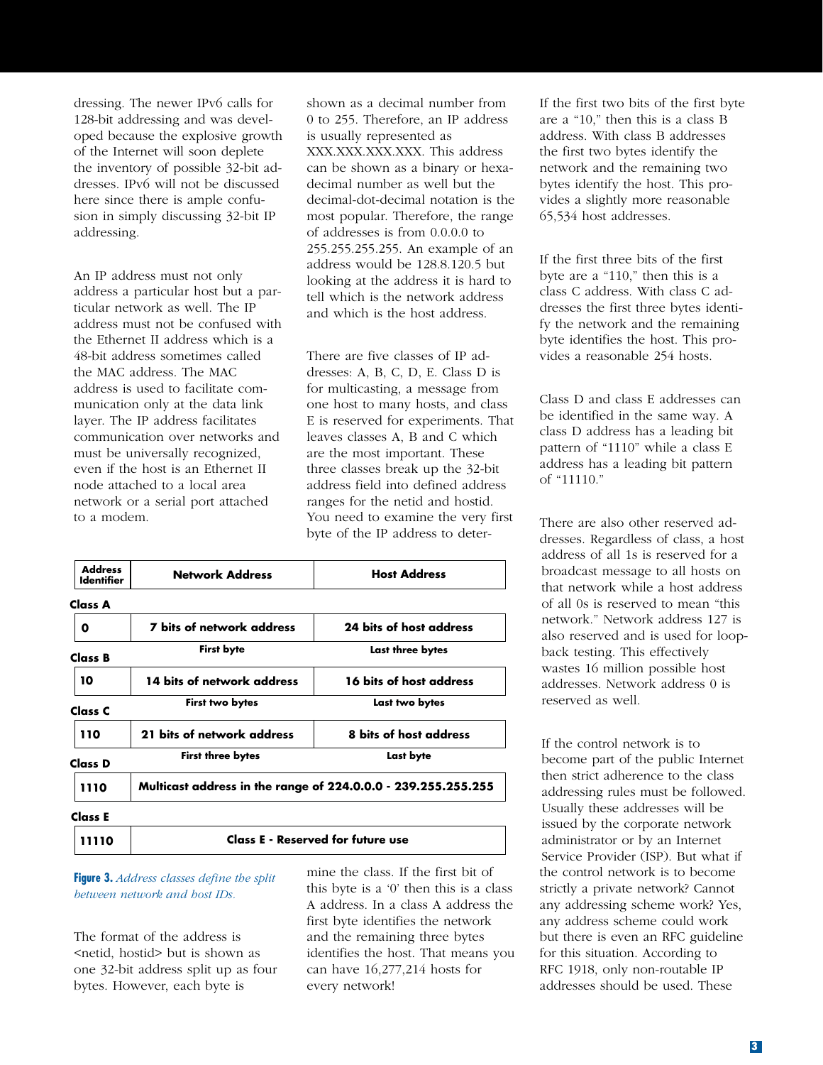dressing. The newer IPv6 calls for 128-bit addressing and was developed because the explosive growth of the Internet will soon deplete the inventory of possible 32-bit addresses. IPv6 will not be discussed here since there is ample confusion in simply discussing 32-bit IP addressing.

An IP address must not only address a particular host but a particular network as well. The IP address must not be confused with the Ethernet II address which is a 48-bit address sometimes called the MAC address. The MAC address is used to facilitate communication only at the data link layer. The IP address facilitates communication over networks and must be universally recognized, even if the host is an Ethernet II node attached to a local area network or a serial port attached to a modem.

| Address Identifier | Network Address | Host Address |
|---|---|---|
| **Class A** | | |
| 0 | 7 bits of network address | 24 bits of host address |
| | First byte | Last three bytes |
| **Class B** | | |
| 10 | 14 bits of network address | 16 bits of host address |
| | First two bytes | Last two bytes |
| **Class C** | | |
| 110 | 21 bits of network address | 8 bits of host address |
| | First three bytes | Last byte |
| **Class D** | | |
| 1110 | Multicast address in the range of 224.0.0.0 - 239.255.255.255 | |
| **Class E** | | |
| 11110 | Class E - Reserved for future use | |

**Figure 3.** *Address classes define the split between network and host IDs.*

The format of the address is <netid, hostid> but is shown as one 32-bit address split up as four bytes. However, each byte is shown as a decimal number from 0 to 255. Therefore, an IP address is usually represented as XXX.XXX.XXX.XXX. This address can be shown as a binary or hexadecimal number as well but the decimal-dot-decimal notation is the most popular. Therefore, the range of addresses is from 0.0.0.0 to 255.255.255.255. An example of an address would be 128.8.120.5 but looking at the address it is hard to tell which is the network address and which is the host address.

There are five classes of IP addresses: A, B, C, D, E. Class D is for multicasting, a message from one host to many hosts, and class E is reserved for experiments. That leaves classes A, B and C which are the most important. These three classes break up the 32-bit address field into defined address ranges for the netid and hostid. You need to examine the very first byte of the IP address to determine the class. If the first bit of this byte is a '0' then this is a class A address. In a class A address the first byte identifies the network and the remaining three bytes identifies the host. That means you can have 16,277,214 hosts for every network!

If the first two bits of the first byte are a "10," then this is a class B address. With class B addresses the first two bytes identify the network and the remaining two bytes identify the host. This provides a slightly more reasonable 65,534 host addresses.

If the first three bits of the first byte are a "110," then this is a class C address. With class C addresses the first three bytes identify the network and the remaining byte identifies the host. This provides a reasonable 254 hosts.

Class D and class E addresses can be identified in the same way. A class D address has a leading bit pattern of "1110" while a class E address has a leading bit pattern of "11110."

There are also other reserved addresses. Regardless of class, a host address of all 1s is reserved for a broadcast message to all hosts on that network while a host address of all 0s is reserved to mean "this network." Network address 127 is also reserved and is used for loopback testing. This effectively wastes 16 million possible host addresses. Network address 0 is reserved as well.

If the control network is to become part of the public Internet then strict adherence to the class addressing rules must be followed. Usually these addresses will be issued by the corporate network administrator or by an Internet Service Provider (ISP). But what if the control network is to become strictly a private network? Cannot any addressing scheme work? Yes, any address scheme could work but there is even an RFC guideline for this situation. According to RFC 1918, only non-routable IP addresses should be used. These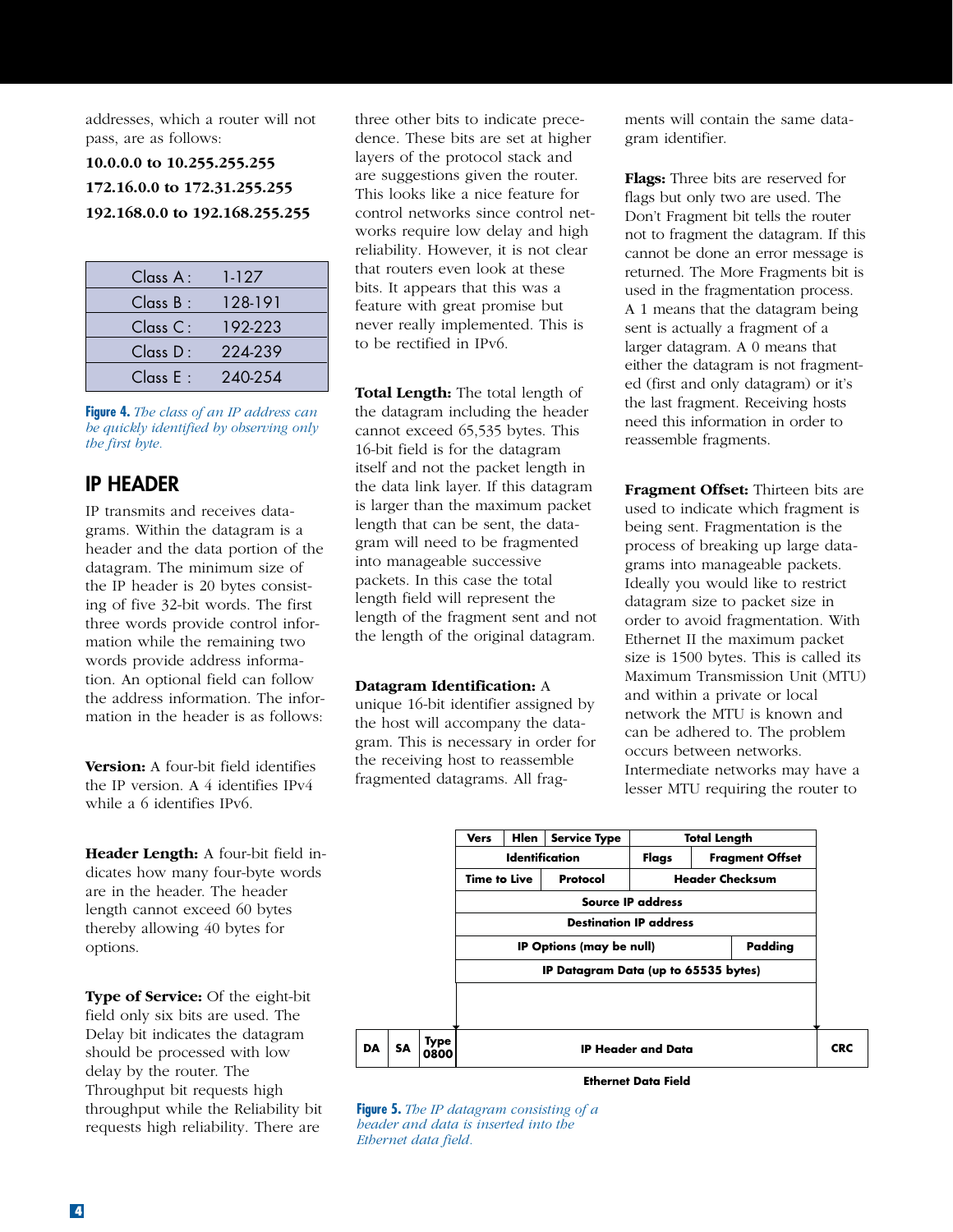addresses, which a router will not pass, are as follows:

**10.0.0.0 to 10.255.255.255**

**172.16.0.0 to 172.31.255.255**

**192.168.0.0 to 192.168.255.255**

| | |
|---|---|
| Class A : | 1-127 |
| Class B : | 128-191 |
| Class C : | 192-223 |
| Class D : | 224-239 |
| Class E : | 240-254 |

**Figure 4.** *The class of an IP address can be quickly identified by observing only the first byte.*

## IP HEADER

IP transmits and receives datagrams. Within the datagram is a header and the data portion of the datagram. The minimum size of the IP header is 20 bytes consisting of five 32-bit words. The first three words provide control information while the remaining two words provide address information. An optional field can follow the address information. The information in the header is as follows:

**Version:** A four-bit field identifies the IP version. A 4 identifies IPv4 while a 6 identifies IPv6.

**Header Length:** A four-bit field indicates how many four-byte words are in the header. The header length cannot exceed 60 bytes thereby allowing 40 bytes for options.

**Type of Service:** Of the eight-bit field only six bits are used. The Delay bit indicates the datagram should be processed with low delay by the router. The Throughput bit requests high throughput while the Reliability bit requests high reliability. There are three other bits to indicate precedence. These bits are set at higher layers of the protocol stack and are suggestions given the router. This looks like a nice feature for control networks since control networks require low delay and high reliability. However, it is not clear that routers even look at these bits. It appears that this was a feature with great promise but never really implemented. This is to be rectified in IPv6.

**Total Length:** The total length of the datagram including the header cannot exceed 65,535 bytes. This 16-bit field is for the datagram itself and not the packet length in the data link layer. If this datagram is larger than the maximum packet length that can be sent, the datagram will need to be fragmented into manageable successive packets. In this case the total length field will represent the length of the fragment sent and not the length of the original datagram.

**Datagram Identification:** A unique 16-bit identifier assigned by the host will accompany the datagram. This is necessary in order for the receiving host to reassemble fragmented datagrams. All fragments will contain the same datagram identifier.

**Flags:** Three bits are reserved for flags but only two are used. The Don't Fragment bit tells the router not to fragment the datagram. If this cannot be done an error message is returned. The More Fragments bit is used in the fragmentation process. A 1 means that the datagram being sent is actually a fragment of a larger datagram. A 0 means that either the datagram is not fragmented (first and only datagram) or it's the last fragment. Receiving hosts need this information in order to reassemble fragments.

**Fragment Offset:** Thirteen bits are used to indicate which fragment is being sent. Fragmentation is the process of breaking up large datagrams into manageable packets. Ideally you would like to restrict datagram size to packet size in order to avoid fragmentation. With Ethernet II the maximum packet size is 1500 bytes. This is called its Maximum Transmission Unit (MTU) and within a private or local network the MTU is known and can be adhered to. The problem occurs between networks. Intermediate networks may have a lesser MTU requiring the router to

Vers | Hlen | Service Type | Total Length

Identification | Flags | Fragment Offset

Time to Live | Protocol | Header Checksum

Source IP address

Destination IP address

IP Options (may be null) | Padding

IP Datagram Data (up to 65535 bytes)

DA | SA | Type 0800 | IP Header and Data | CRC

Ethernet Data Field

**Figure 5.** *The IP datagram consisting of a header and data is inserted into the Ethernet data field.*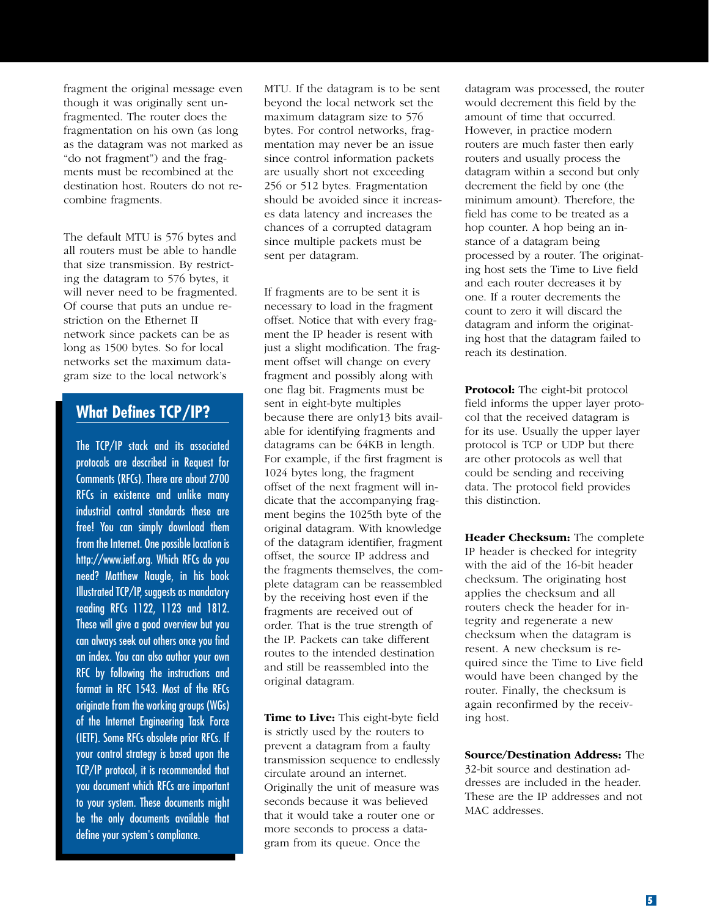fragment the original message even though it was originally sent unfragmented. The router does the fragmentation on his own (as long as the datagram was not marked as "do not fragment") and the fragments must be recombined at the destination host. Routers do not recombine fragments.

The default MTU is 576 bytes and all routers must be able to handle that size transmission. By restricting the datagram to 576 bytes, it will never need to be fragmented. Of course that puts an undue restriction on the Ethernet II network since packets can be as long as 1500 bytes. So for local networks set the maximum datagram size to the local network's MTU. If the datagram is to be sent beyond the local network set the maximum datagram size to 576 bytes. For control networks, fragmentation may never be an issue since control information packets are usually short not exceeding 256 or 512 bytes. Fragmentation should be avoided since it increases data latency and increases the chances of a corrupted datagram since multiple packets must be sent per datagram.

If fragments are to be sent it is necessary to load in the fragment offset. Notice that with every fragment the IP header is resent with just a slight modification. The fragment offset will change on every fragment and possibly along with one flag bit. Fragments must be sent in eight-byte multiples because there are only13 bits available for identifying fragments and datagrams can be 64KB in length. For example, if the first fragment is 1024 bytes long, the fragment offset of the next fragment will indicate that the accompanying fragment begins the 1025th byte of the original datagram. With knowledge of the datagram identifier, fragment offset, the source IP address and the fragments themselves, the complete datagram can be reassembled by the receiving host even if the fragments are received out of order. That is the true strength of the IP. Packets can take different routes to the intended destination and still be reassembled into the original datagram.

## What Defines TCP/IP?

The TCP/IP stack and its associated protocols are described in Request for Comments (RFCs). There are about 2700 RFCs in existence and unlike many industrial control standards these are free! You can simply download them from the Internet. One possible location is http://www.ietf.org. Which RFCs do you need? Matthew Naugle, in his book Illustrated TCP/IP, suggests as mandatory reading RFCs 1122, 1123 and 1812. These will give a good overview but you can always seek out others once you find an index. You can also author your own RFC by following the instructions and format in RFC 1543. Most of the RFCs originate from the working groups (WGs) of the Internet Engineering Task Force (IETF). Some RFCs obsolete prior RFCs. If your control strategy is based upon the TCP/IP protocol, it is recommended that you document which RFCs are important to your system. These documents might be the only documents available that define your system's compliance.

**Time to Live:** This eight-byte field is strictly used by the routers to prevent a datagram from a faulty transmission sequence to endlessly circulate around an internet. Originally the unit of measure was seconds because it was believed that it would take a router one or more seconds to process a datagram from its queue. Once the datagram was processed, the router would decrement this field by the amount of time that occurred. However, in practice modern routers are much faster then early routers and usually process the datagram within a second but only decrement the field by one (the minimum amount). Therefore, the field has come to be treated as a hop counter. A hop being an instance of a datagram being processed by a router. The originating host sets the Time to Live field and each router decreases it by one. If a router decrements the count to zero it will discard the datagram and inform the originating host that the datagram failed to reach its destination.

**Protocol:** The eight-bit protocol field informs the upper layer protocol that the received datagram is for its use. Usually the upper layer protocol is TCP or UDP but there are other protocols as well that could be sending and receiving data. The protocol field provides this distinction.

**Header Checksum:** The complete IP header is checked for integrity with the aid of the 16-bit header checksum. The originating host applies the checksum and all routers check the header for integrity and regenerate a new checksum when the datagram is resent. A new checksum is required since the Time to Live field would have been changed by the router. Finally, the checksum is again reconfirmed by the receiving host.

**Source/Destination Address:** The 32-bit source and destination addresses are included in the header. These are the IP addresses and not MAC addresses.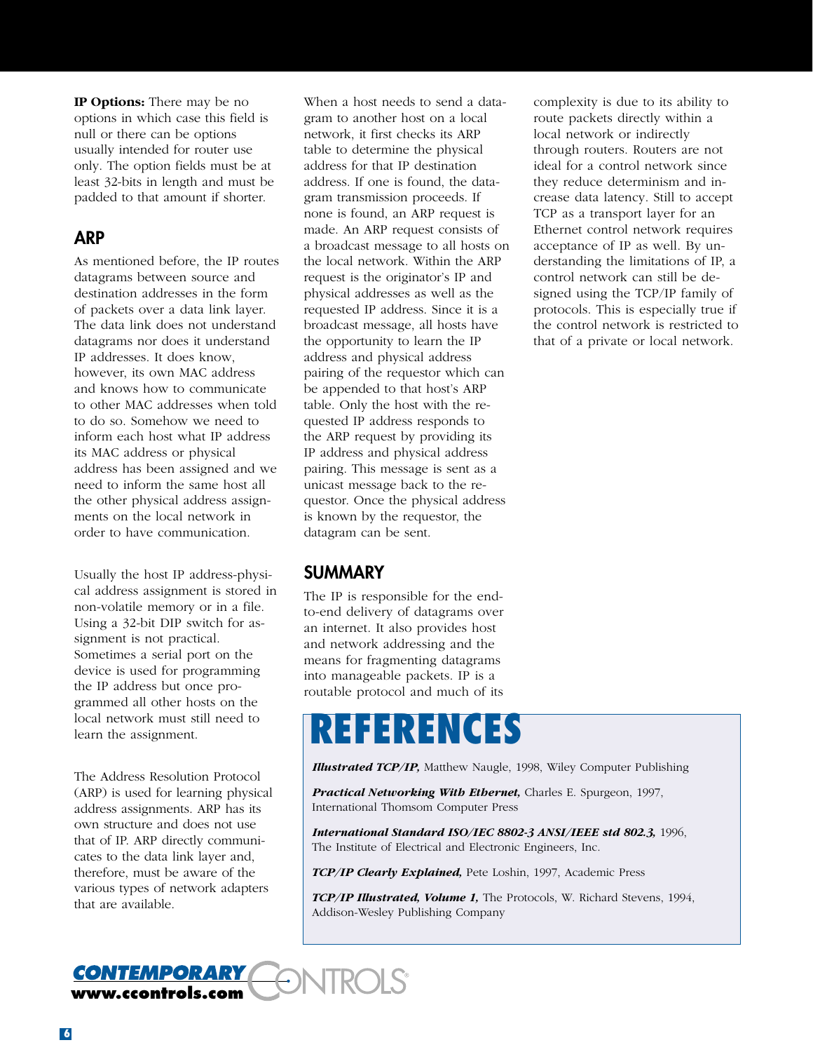**IP Options:** There may be no options in which case this field is null or there can be options usually intended for router use only. The option fields must be at least 32-bits in length and must be padded to that amount if shorter.

## ARP

As mentioned before, the IP routes datagrams between source and destination addresses in the form of packets over a data link layer. The data link does not understand datagrams nor does it understand IP addresses. It does know, however, its own MAC address and knows how to communicate to other MAC addresses when told to do so. Somehow we need to inform each host what IP address its MAC address or physical address has been assigned and we need to inform the same host all the other physical address assignments on the local network in order to have communication.

Usually the host IP address-physical address assignment is stored in non-volatile memory or in a file. Using a 32-bit DIP switch for assignment is not practical. Sometimes a serial port on the device is used for programming the IP address but once programmed all other hosts on the local network must still need to learn the assignment.

The Address Resolution Protocol (ARP) is used for learning physical address assignments. ARP has its own structure and does not use that of IP. ARP directly communicates to the data link layer and, therefore, must be aware of the various types of network adapters that are available.

When a host needs to send a datagram to another host on a local network, it first checks its ARP table to determine the physical address for that IP destination address. If one is found, the datagram transmission proceeds. If none is found, an ARP request is made. An ARP request consists of a broadcast message to all hosts on the local network. Within the ARP request is the originator's IP and physical addresses as well as the requested IP address. Since it is a broadcast message, all hosts have the opportunity to learn the IP address and physical address pairing of the requestor which can be appended to that host's ARP table. Only the host with the requested IP address responds to the ARP request by providing its IP address and physical address pairing. This message is sent as a unicast message back to the requestor. Once the physical address is known by the requestor, the datagram can be sent.

## SUMMARY

The IP is responsible for the end-to-end delivery of datagrams over an internet. It also provides host and network addressing and the means for fragmenting datagrams into manageable packets. IP is a routable protocol and much of its complexity is due to its ability to route packets directly within a local network or indirectly through routers. Routers are not ideal for a control network since they reduce determinism and increase data latency. Still to accept TCP as a transport layer for an Ethernet control network requires acceptance of IP as well. By understanding the limitations of IP, a control network can still be designed using the TCP/IP family of protocols. This is especially true if the control network is restricted to that of a private or local network.

## REFERENCES

***Illustrated TCP/IP,*** Matthew Naugle, 1998, Wiley Computer Publishing

***Practical Networking With Ethernet,*** Charles E. Spurgeon, 1997, International Thomsom Computer Press

***International Standard ISO/IEC 8802-3 ANSI/IEEE std 802.3,*** 1996, The Institute of Electrical and Electronic Engineers, Inc.

***TCP/IP Clearly Explained,*** Pete Loshin, 1997, Academic Press

***TCP/IP Illustrated, Volume 1,*** The Protocols, W. Richard Stevens, 1994, Addison-Wesley Publishing Company

**CONTEMPORARY CONTROLS**
**www.ccontrols.com**